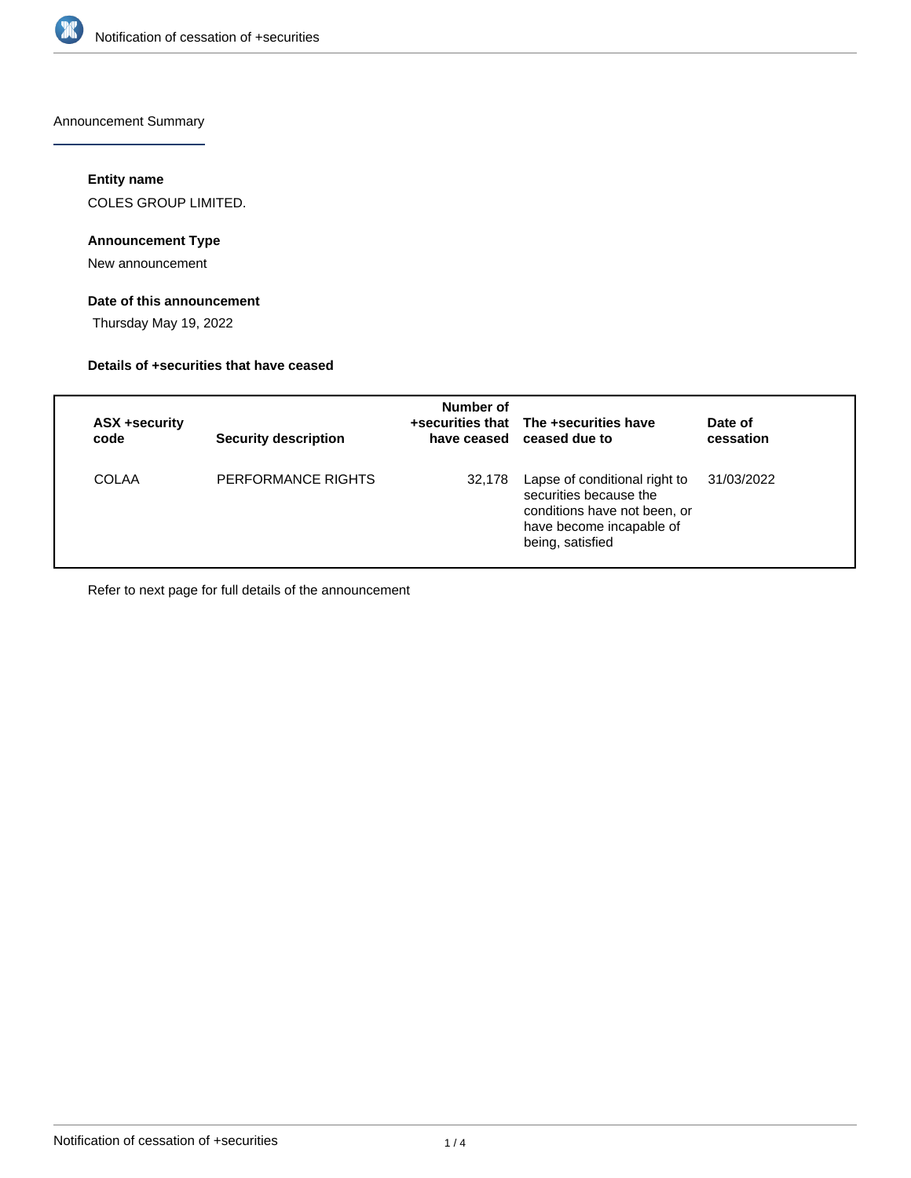Announcement Summary

**Entity name**

COLES GROUP LIMITED.

**Announcement Type**

New announcement

**Date of this announcement**

Thursday May 19, 2022

**Details of +securities that have ceased**

| ASX +security code | Security description | Number of +securities that have ceased | The +securities have ceased due to | Date of cessation |
|---|---|---|---|---|
| COLAA | PERFORMANCE RIGHTS | 32,178 | Lapse of conditional right to securities because the conditions have not been, or have become incapable of being, satisfied | 31/03/2022 |

Refer to next page for full details of the announcement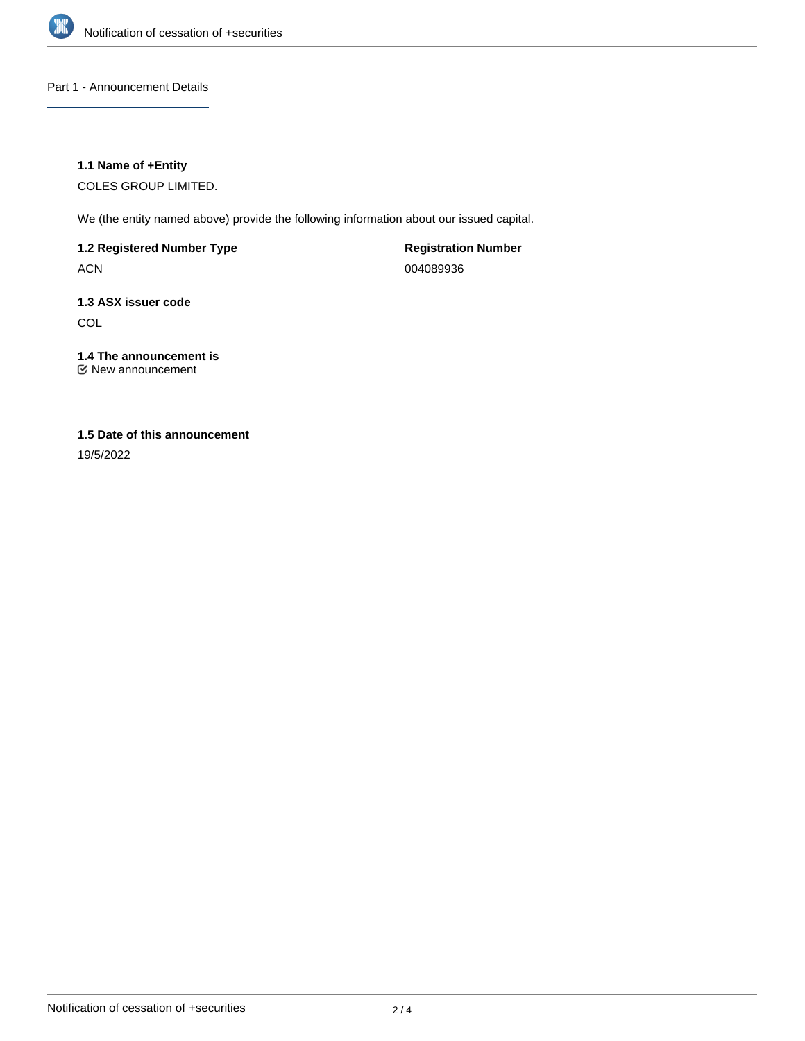## Part 1 - Announcement Details

**1.1 Name of +Entity**

COLES GROUP LIMITED.

We (the entity named above) provide the following information about our issued capital.

**1.2 Registered Number Type**

ACN

**Registration Number**

004089936

**1.3 ASX issuer code**

COL

**1.4 The announcement is**

☑ New announcement

**1.5 Date of this announcement**

19/5/2022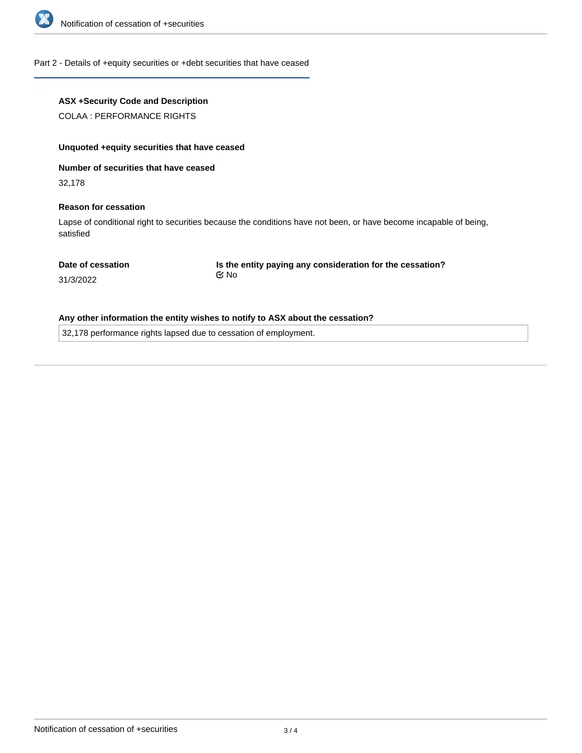## Part 2 - Details of +equity securities or +debt securities that have ceased

**ASX +Security Code and Description**

COLAA : PERFORMANCE RIGHTS

**Unquoted +equity securities that have ceased**

**Number of securities that have ceased**

32,178

**Reason for cessation**

Lapse of conditional right to securities because the conditions have not been, or have become incapable of being, satisfied

**Date of cessation**

31/3/2022

**Is the entity paying any consideration for the cessation?**

☑ No

**Any other information the entity wishes to notify to ASX about the cessation?**

32,178 performance rights lapsed due to cessation of employment.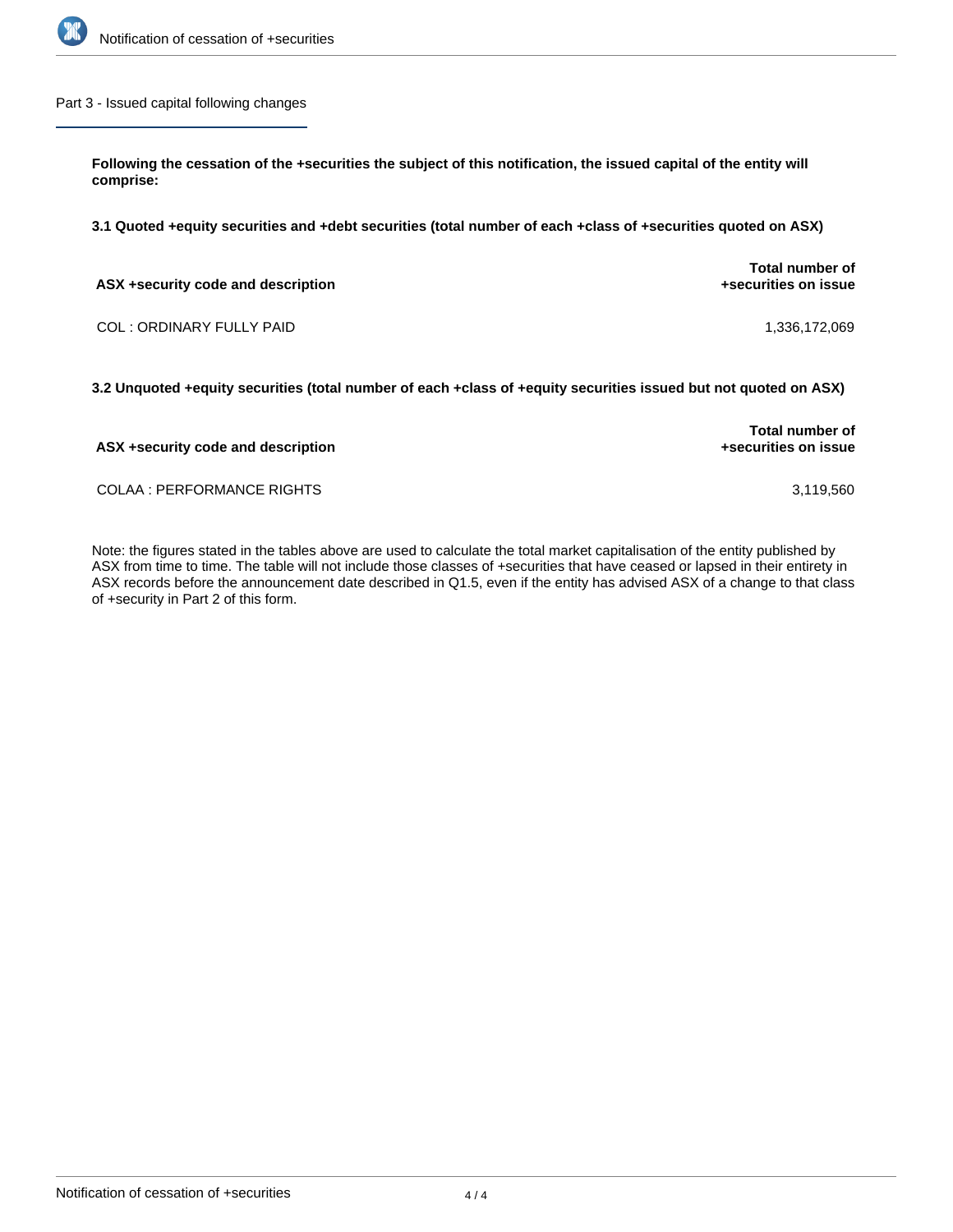## Part 3 - Issued capital following changes

**Following the cessation of the +securities the subject of this notification, the issued capital of the entity will comprise:**

**3.1 Quoted +equity securities and +debt securities (total number of each +class of +securities quoted on ASX)**

| ASX +security code and description | Total number of +securities on issue |
| --- | --- |
| COL : ORDINARY FULLY PAID | 1,336,172,069 |

**3.2 Unquoted +equity securities (total number of each +class of +equity securities issued but not quoted on ASX)**

| ASX +security code and description | Total number of +securities on issue |
| --- | --- |
| COLAA : PERFORMANCE RIGHTS | 3,119,560 |

Note: the figures stated in the tables above are used to calculate the total market capitalisation of the entity published by ASX from time to time. The table will not include those classes of +securities that have ceased or lapsed in their entirety in ASX records before the announcement date described in Q1.5, even if the entity has advised ASX of a change to that class of +security in Part 2 of this form.